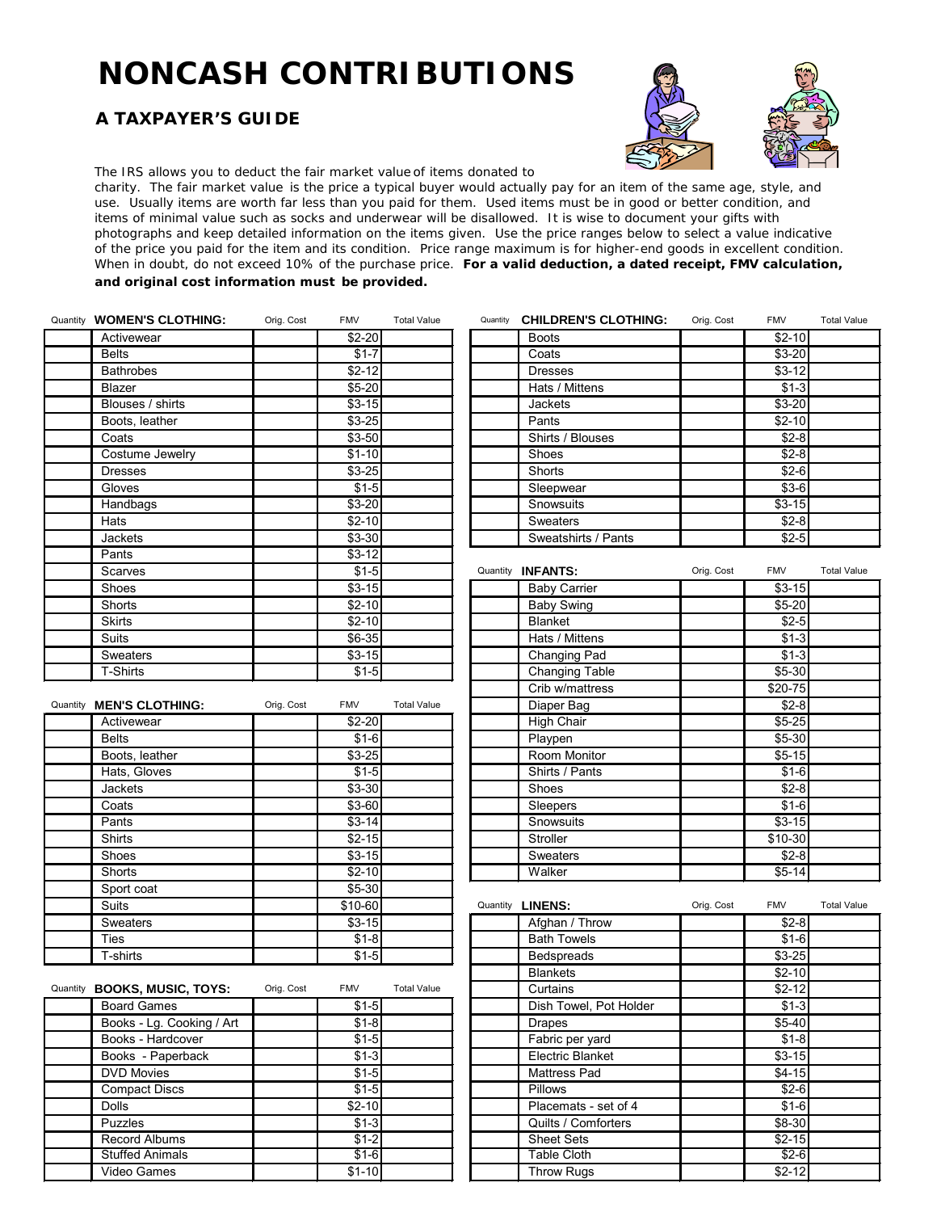# NONCASH CONTRIBUTIONS

## A TAXPAYER'S GUIDE

The IRS allows you to deduct the fair market value of items donated to charity. The fair market value is the price a typical buyer would actually pay for an item of the same age, style, and use. Usually items are worth far less than you paid for them. Used items must be in good or better condition, and items of minimal value such as socks and underwear will be disallowed. It is wise to document your gifts with photographs and keep detailed information on the items given. Use the price ranges below to select a value indicative of the price you paid for the item and its condition. Price range maximum is for higher-end goods in excellent condition. When in doubt, do not exceed 10% of the purchase price. **For a valid deduction, a dated receipt, FMV calculation, and original cost information must be provided.**

| Quantity | WOMEN'S CLOTHING: | Orig. Cost | FMV | Total Value |
|---|---|---|---|---|
| | Activewear | | $2-20 | |
| | Belts | | $1-7 | |
| | Bathrobes | | $2-12 | |
| | Blazer | | $5-20 | |
| | Blouses / shirts | | $3-15 | |
| | Boots, leather | | $3-25 | |
| | Coats | | $3-50 | |
| | Costume Jewelry | | $1-10 | |
| | Dresses | | $3-25 | |
| | Gloves | | $1-5 | |
| | Handbags | | $3-20 | |
| | Hats | | $2-10 | |
| | Jackets | | $3-30 | |
| | Pants | | $3-12 | |
| | Scarves | | $1-5 | |
| | Shoes | | $3-15 | |
| | Shorts | | $2-10 | |
| | Skirts | | $2-10 | |
| | Suits | | $6-35 | |
| | Sweaters | | $3-15 | |
| | T-Shirts | | $1-5 | |

| Quantity | MEN'S CLOTHING: | Orig. Cost | FMV | Total Value |
|---|---|---|---|---|
| | Activewear | | $2-20 | |
| | Belts | | $1-6 | |
| | Boots, leather | | $3-25 | |
| | Hats, Gloves | | $1-5 | |
| | Jackets | | $3-30 | |
| | Coats | | $3-60 | |
| | Pants | | $3-14 | |
| | Shirts | | $2-15 | |
| | Shoes | | $3-15 | |
| | Shorts | | $2-10 | |
| | Sport coat | | $5-30 | |
| | Suits | | $10-60 | |
| | Sweaters | | $3-15 | |
| | Ties | | $1-8 | |
| | T-shirts | | $1-5 | |

| Quantity | BOOKS, MUSIC, TOYS: | Orig. Cost | FMV | Total Value |
|---|---|---|---|---|
| | Board Games | | $1-5 | |
| | Books - Lg. Cooking / Art | | $1-8 | |
| | Books - Hardcover | | $1-5 | |
| | Books - Paperback | | $1-3 | |
| | DVD Movies | | $1-5 | |
| | Compact Discs | | $1-5 | |
| | Dolls | | $2-10 | |
| | Puzzles | | $1-3 | |
| | Record Albums | | $1-2 | |
| | Stuffed Animals | | $1-6 | |
| | Video Games | | $1-10 | |

| Quantity | CHILDREN'S CLOTHING: | Orig. Cost | FMV | Total Value |
|---|---|---|---|---|
| | Boots | | $2-10 | |
| | Coats | | $3-20 | |
| | Dresses | | $3-12 | |
| | Hats / Mittens | | $1-3 | |
| | Jackets | | $3-20 | |
| | Pants | | $2-10 | |
| | Shirts / Blouses | | $2-8 | |
| | Shoes | | $2-8 | |
| | Shorts | | $2-6 | |
| | Sleepwear | | $3-6 | |
| | Snowsuits | | $3-15 | |
| | Sweaters | | $2-8 | |
| | Sweatshirts / Pants | | $2-5 | |

| Quantity | INFANTS: | Orig. Cost | FMV | Total Value |
|---|---|---|---|---|
| | Baby Carrier | | $3-15 | |
| | Baby Swing | | $5-20 | |
| | Blanket | | $2-5 | |
| | Hats / Mittens | | $1-3 | |
| | Changing Pad | | $1-3 | |
| | Changing Table | | $5-30 | |
| | Crib w/mattress | | $20-75 | |
| | Diaper Bag | | $2-8 | |
| | High Chair | | $5-25 | |
| | Playpen | | $5-30 | |
| | Room Monitor | | $5-15 | |
| | Shirts / Pants | | $1-6 | |
| | Shoes | | $2-8 | |
| | Sleepers | | $1-6 | |
| | Snowsuits | | $3-15 | |
| | Stroller | | $10-30 | |
| | Sweaters | | $2-8 | |
| | Walker | | $5-14 | |

| Quantity | LINENS: | Orig. Cost | FMV | Total Value |
|---|---|---|---|---|
| | Afghan / Throw | | $2-8 | |
| | Bath Towels | | $1-6 | |
| | Bedspreads | | $3-25 | |
| | Blankets | | $2-10 | |
| | Curtains | | $2-12 | |
| | Dish Towel, Pot Holder | | $1-3 | |
| | Drapes | | $5-40 | |
| | Fabric per yard | | $1-8 | |
| | Electric Blanket | | $3-15 | |
| | Mattress Pad | | $4-15 | |
| | Pillows | | $2-6 | |
| | Placemats - set of 4 | | $1-6 | |
| | Quilts / Comforters | | $8-30 | |
| | Sheet Sets | | $2-15 | |
| | Table Cloth | | $2-6 | |
| | Throw Rugs | | $2-12 | |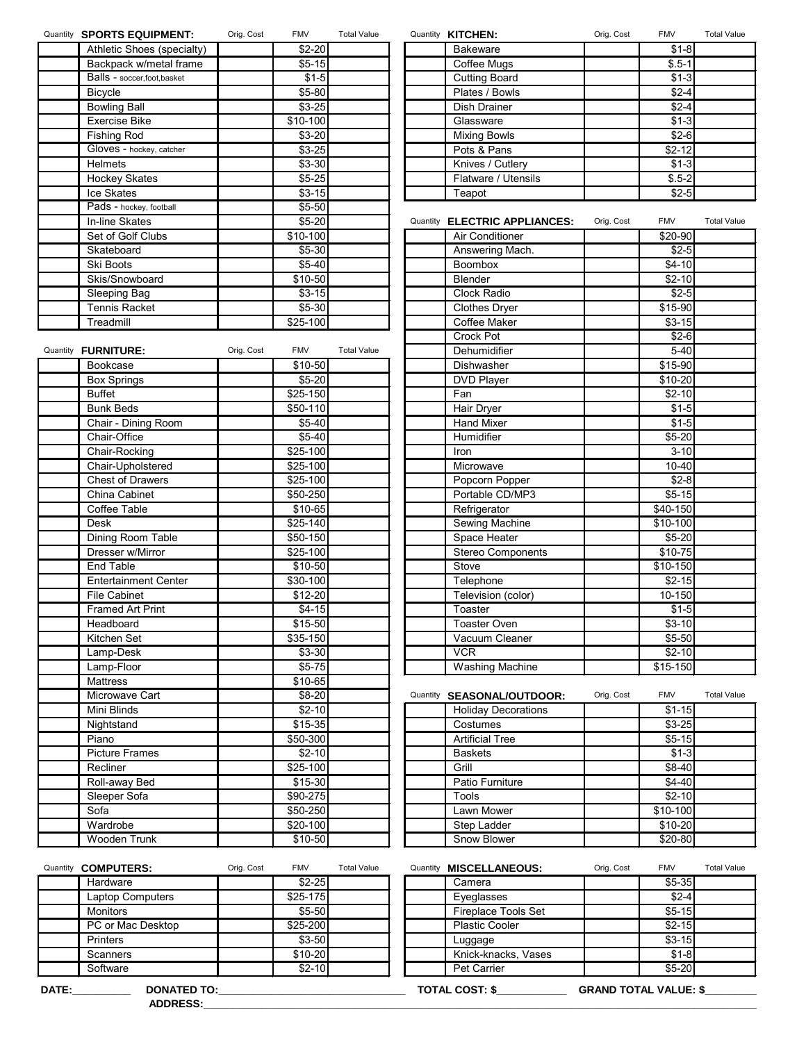| Quantity | SPORTS EQUIPMENT: | Orig. Cost | FMV | Total Value |
|---|---|---|---|---|
| | Athletic Shoes (specialty) | | $2-20 | |
| | Backpack w/metal frame | | $5-15 | |
| | Balls - soccer,foot,basket | | $1-5 | |
| | Bicycle | | $5-80 | |
| | Bowling Ball | | $3-25 | |
| | Exercise Bike | | $10-100 | |
| | Fishing Rod | | $3-20 | |
| | Gloves - hockey, catcher | | $3-25 | |
| | Helmets | | $3-30 | |
| | Hockey Skates | | $5-25 | |
| | Ice Skates | | $3-15 | |
| | Pads - hockey, football | | $5-50 | |
| | In-line Skates | | $5-20 | |
| | Set of Golf Clubs | | $10-100 | |
| | Skateboard | | $5-30 | |
| | Ski Boots | | $5-40 | |
| | Skis/Snowboard | | $10-50 | |
| | Sleeping Bag | | $3-15 | |
| | Tennis Racket | | $5-30 | |
| | Treadmill | | $25-100 | |

| Quantity | FURNITURE: | Orig. Cost | FMV | Total Value |
|---|---|---|---|---|
| | Bookcase | | $10-50 | |
| | Box Springs | | $5-20 | |
| | Buffet | | $25-150 | |
| | Bunk Beds | | $50-110 | |
| | Chair - Dining Room | | $5-40 | |
| | Chair-Office | | $5-40 | |
| | Chair-Rocking | | $25-100 | |
| | Chair-Upholstered | | $25-100 | |
| | Chest of Drawers | | $25-100 | |
| | China Cabinet | | $50-250 | |
| | Coffee Table | | $10-65 | |
| | Desk | | $25-140 | |
| | Dining Room Table | | $50-150 | |
| | Dresser w/Mirror | | $25-100 | |
| | End Table | | $10-50 | |
| | Entertainment Center | | $30-100 | |
| | File Cabinet | | $12-20 | |
| | Framed Art Print | | $4-15 | |
| | Headboard | | $15-50 | |
| | Kitchen Set | | $35-150 | |
| | Lamp-Desk | | $3-30 | |
| | Lamp-Floor | | $5-75 | |
| | Mattress | | $10-65 | |
| | Microwave Cart | | $8-20 | |
| | Mini Blinds | | $2-10 | |
| | Nightstand | | $15-35 | |
| | Piano | | $50-300 | |
| | Picture Frames | | $2-10 | |
| | Recliner | | $25-100 | |
| | Roll-away Bed | | $15-30 | |
| | Sleeper Sofa | | $90-275 | |
| | Sofa | | $50-250 | |
| | Wardrobe | | $20-100 | |
| | Wooden Trunk | | $10-50 | |

| Quantity | COMPUTERS: | Orig. Cost | FMV | Total Value |
|---|---|---|---|---|
| | Hardware | | $2-25 | |
| | Laptop Computers | | $25-175 | |
| | Monitors | | $5-50 | |
| | PC or Mac Desktop | | $25-200 | |
| | Printers | | $3-50 | |
| | Scanners | | $10-20 | |
| | Software | | $2-10 | |

| Quantity | KITCHEN: | Orig. Cost | FMV | Total Value |
|---|---|---|---|---|
| | Bakeware | | $1-8 | |
| | Coffee Mugs | | $.5-1 | |
| | Cutting Board | | $1-3 | |
| | Plates / Bowls | | $2-4 | |
| | Dish Drainer | | $2-4 | |
| | Glassware | | $1-3 | |
| | Mixing Bowls | | $2-6 | |
| | Pots & Pans | | $2-12 | |
| | Knives / Cutlery | | $1-3 | |
| | Flatware / Utensils | | $.5-2 | |
| | Teapot | | $2-5 | |

| Quantity | ELECTRIC APPLIANCES: | Orig. Cost | FMV | Total Value |
|---|---|---|---|---|
| | Air Conditioner | | $20-90 | |
| | Answering Mach. | | $2-5 | |
| | Boombox | | $4-10 | |
| | Blender | | $2-10 | |
| | Clock Radio | | $2-5 | |
| | Clothes Dryer | | $15-90 | |
| | Coffee Maker | | $3-15 | |
| | Crock Pot | | $2-6 | |
| | Dehumidifier | | 5-40 | |
| | Dishwasher | | $15-90 | |
| | DVD Player | | $10-20 | |
| | Fan | | $2-10 | |
| | Hair Dryer | | $1-5 | |
| | Hand Mixer | | $1-5 | |
| | Humidifier | | $5-20 | |
| | Iron | | 3-10 | |
| | Microwave | | 10-40 | |
| | Popcorn Popper | | $2-8 | |
| | Portable CD/MP3 | | $5-15 | |
| | Refrigerator | | $40-150 | |
| | Sewing Machine | | $10-100 | |
| | Space Heater | | $5-20 | |
| | Stereo Components | | $10-75 | |
| | Stove | | $10-150 | |
| | Telephone | | $2-15 | |
| | Television (color) | | 10-150 | |
| | Toaster | | $1-5 | |
| | Toaster Oven | | $3-10 | |
| | Vacuum Cleaner | | $5-50 | |
| | VCR | | $2-10 | |
| | Washing Machine | | $15-150 | |

| Quantity | SEASONAL/OUTDOOR: | Orig. Cost | FMV | Total Value |
|---|---|---|---|---|
| | Holiday Decorations | | $1-15 | |
| | Costumes | | $3-25 | |
| | Artificial Tree | | $5-15 | |
| | Baskets | | $1-3 | |
| | Grill | | $8-40 | |
| | Patio Furniture | | $4-40 | |
| | Tools | | $2-10 | |
| | Lawn Mower | | $10-100 | |
| | Step Ladder | | $10-20 | |
| | Snow Blower | | $20-80 | |

| Quantity | MISCELLANEOUS: | Orig. Cost | FMV | Total Value |
|---|---|---|---|---|
| | Camera | | $5-35 | |
| | Eyeglasses | | $2-4 | |
| | Fireplace Tools Set | | $5-15 | |
| | Plastic Cooler | | $2-15 | |
| | Luggage | | $3-15 | |
| | Knick-knacks, Vases | | $1-8 | |
| | Pet Carrier | | $5-20 | |

**DATE:**__________ **DONATED TO:**________________________________ **TOTAL COST: $**____________ **GRAND TOTAL VALUE: $**_________

**ADDRESS:**________________________________________________________________________________